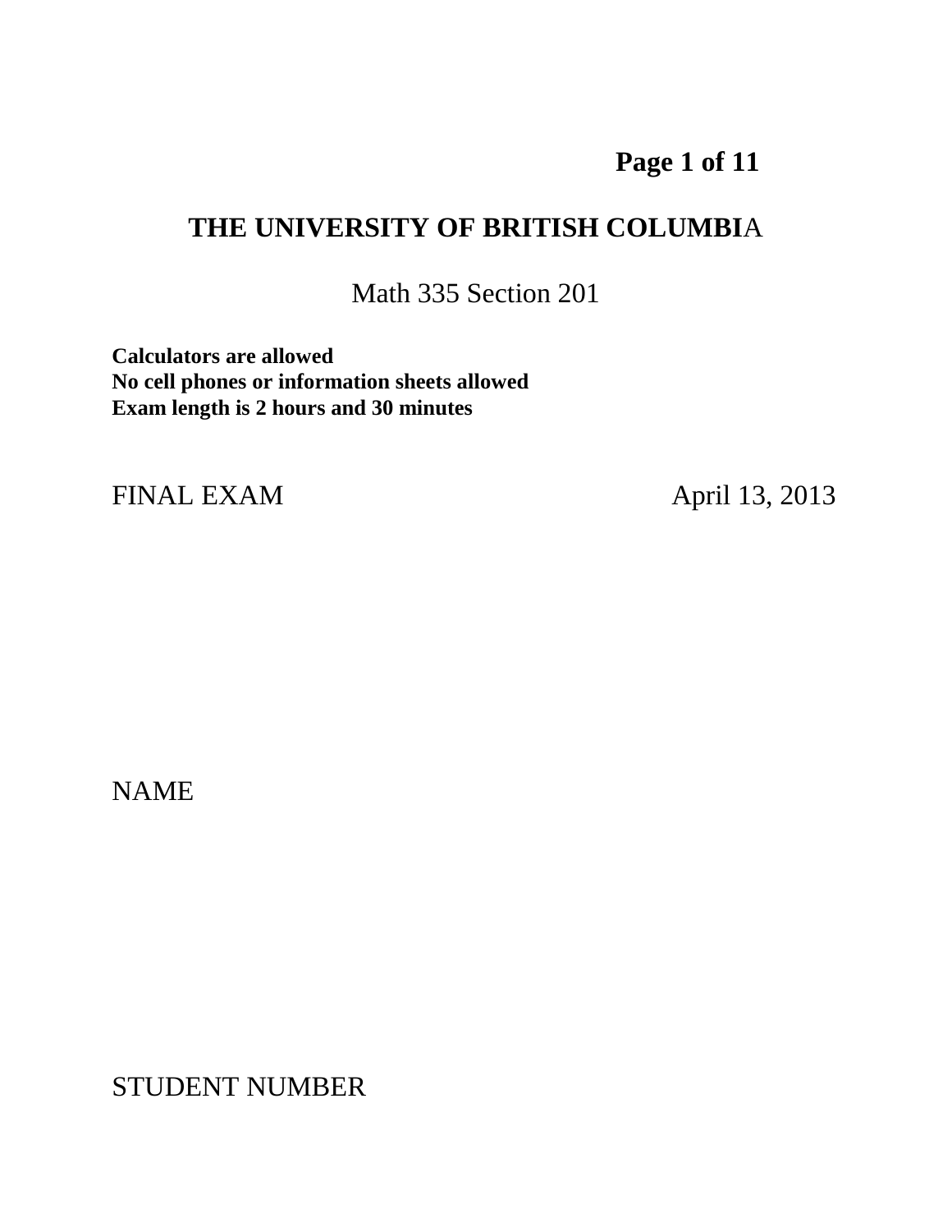# THE UNIVERSITY OF BRITISH COLUMBIA

Math 335 Section 201

**Calculators are allowed**
**No cell phones or information sheets allowed**
**Exam length is 2 hours and 30 minutes**

FINAL EXAM April 13, 2013

NAME

STUDENT NUMBER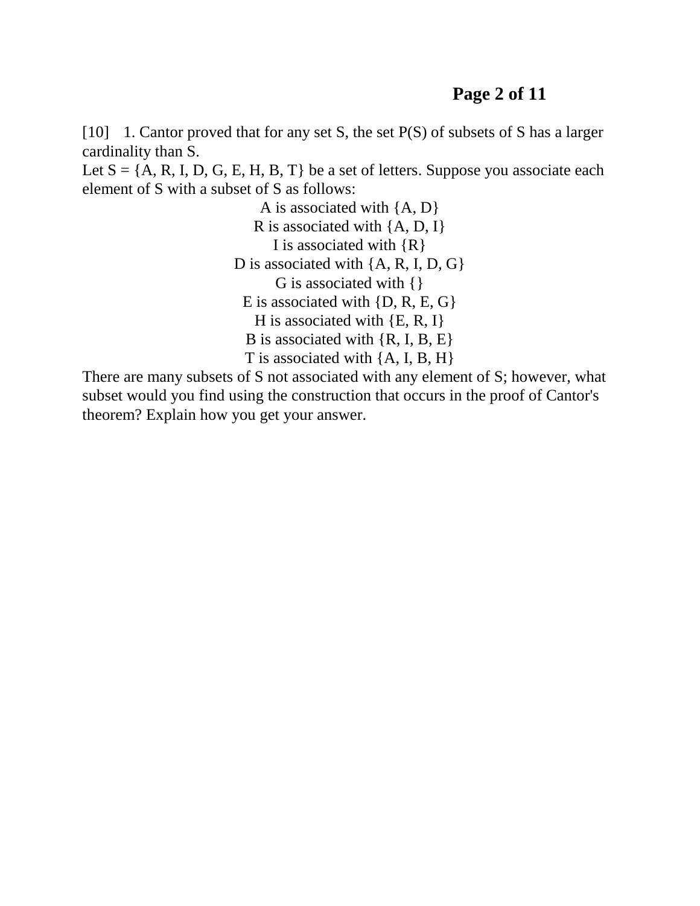[10] 1. Cantor proved that for any set S, the set P(S) of subsets of S has a larger cardinality than S.

Let S = {A, R, I, D, G, E, H, B, T} be a set of letters. Suppose you associate each element of S with a subset of S as follows:

A is associated with {A, D}
R is associated with {A, D, I}
I is associated with {R}
D is associated with {A, R, I, D, G}
G is associated with {}
E is associated with {D, R, E, G}
H is associated with {E, R, I}
B is associated with {R, I, B, E}
T is associated with {A, I, B, H}

There are many subsets of S not associated with any element of S; however, what subset would you find using the construction that occurs in the proof of Cantor's theorem? Explain how you get your answer.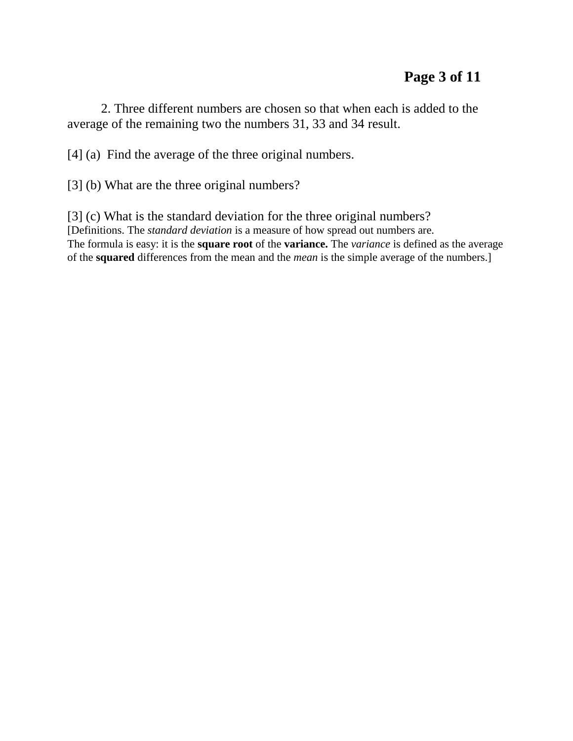2. Three different numbers are chosen so that when each is added to the average of the remaining two the numbers 31, 33 and 34 result.

[4] (a) Find the average of the three original numbers.

[3] (b) What are the three original numbers?

[3] (c) What is the standard deviation for the three original numbers?

[Definitions. The *standard deviation* is a measure of how spread out numbers are. The formula is easy: it is the **square root** of the **variance.** The *variance* is defined as the average of the **squared** differences from the mean and the *mean* is the simple average of the numbers.]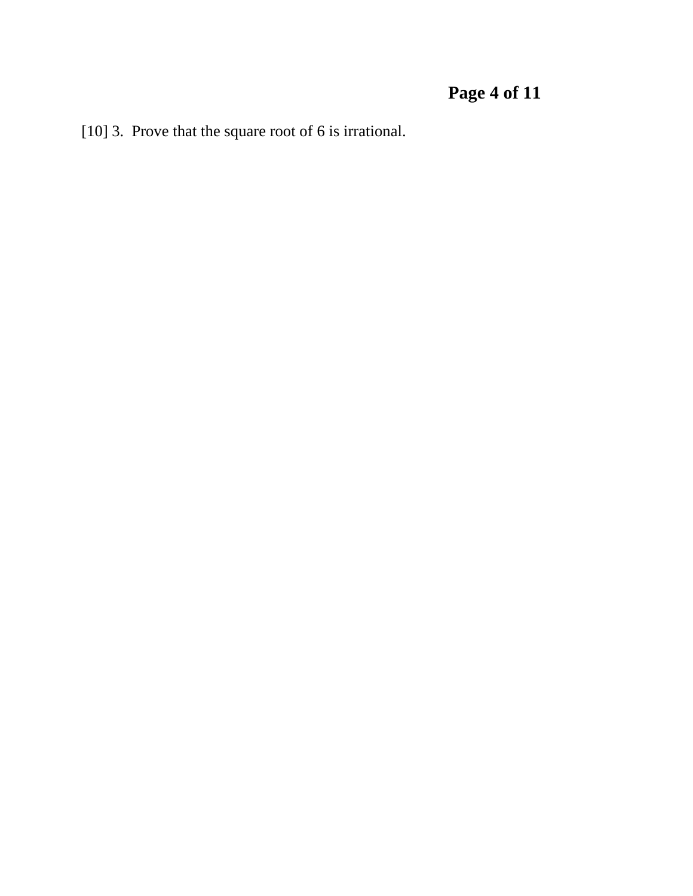[10] 3.  Prove that the square root of 6 is irrational.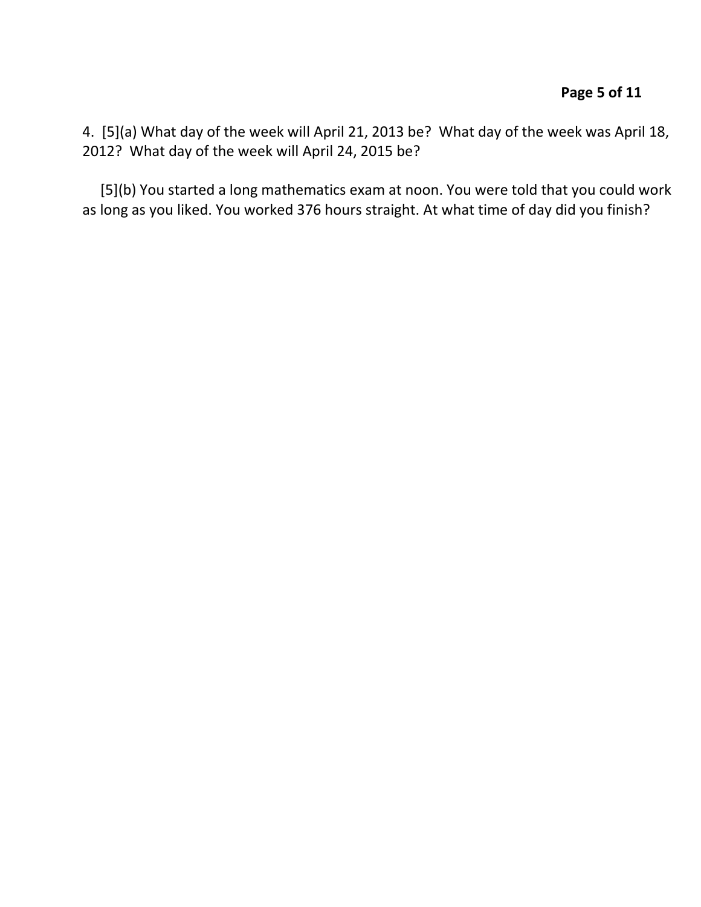4. [5](a) What day of the week will April 21, 2013 be? What day of the week was April 18, 2012? What day of the week will April 24, 2015 be?

[5](b) You started a long mathematics exam at noon. You were told that you could work as long as you liked. You worked 376 hours straight. At what time of day did you finish?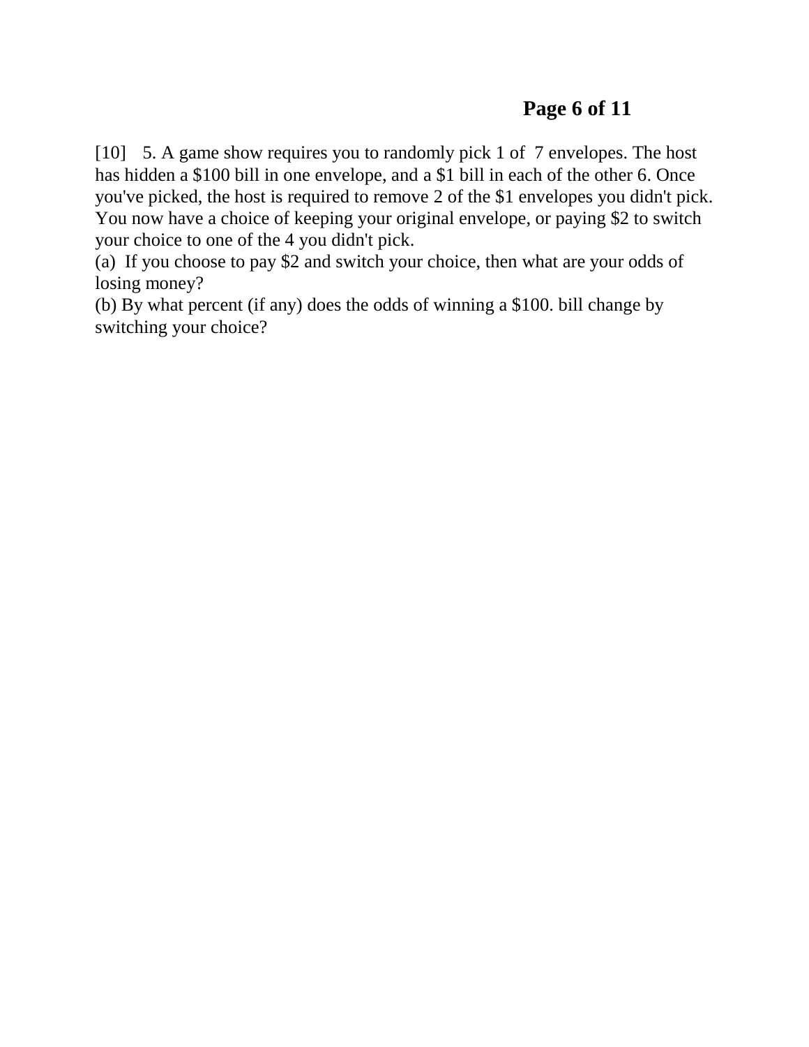[10] 5. A game show requires you to randomly pick 1 of 7 envelopes. The host has hidden a $100 bill in one envelope, and a $1 bill in each of the other 6. Once you've picked, the host is required to remove 2 of the $1 envelopes you didn't pick. You now have a choice of keeping your original envelope, or paying $2 to switch your choice to one of the 4 you didn't pick.

(a) If you choose to pay $2 and switch your choice, then what are your odds of losing money?

(b) By what percent (if any) does the odds of winning a $100. bill change by switching your choice?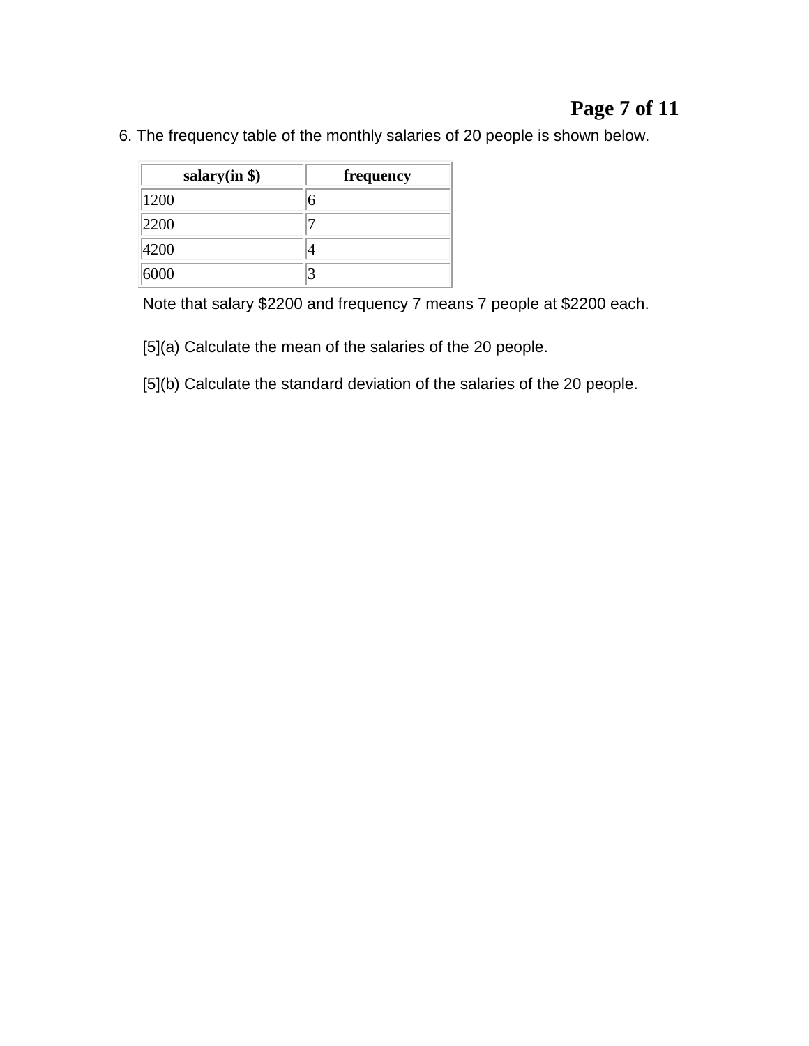6. The frequency table of the monthly salaries of 20 people is shown below.

| salary(in $) | frequency |
| --- | --- |
| 1200 | 6 |
| 2200 | 7 |
| 4200 | 4 |
| 6000 | 3 |

Note that salary $2200 and frequency 7 means 7 people at $2200 each.

[5](a) Calculate the mean of the salaries of the 20 people.

[5](b) Calculate the standard deviation of the salaries of the 20 people.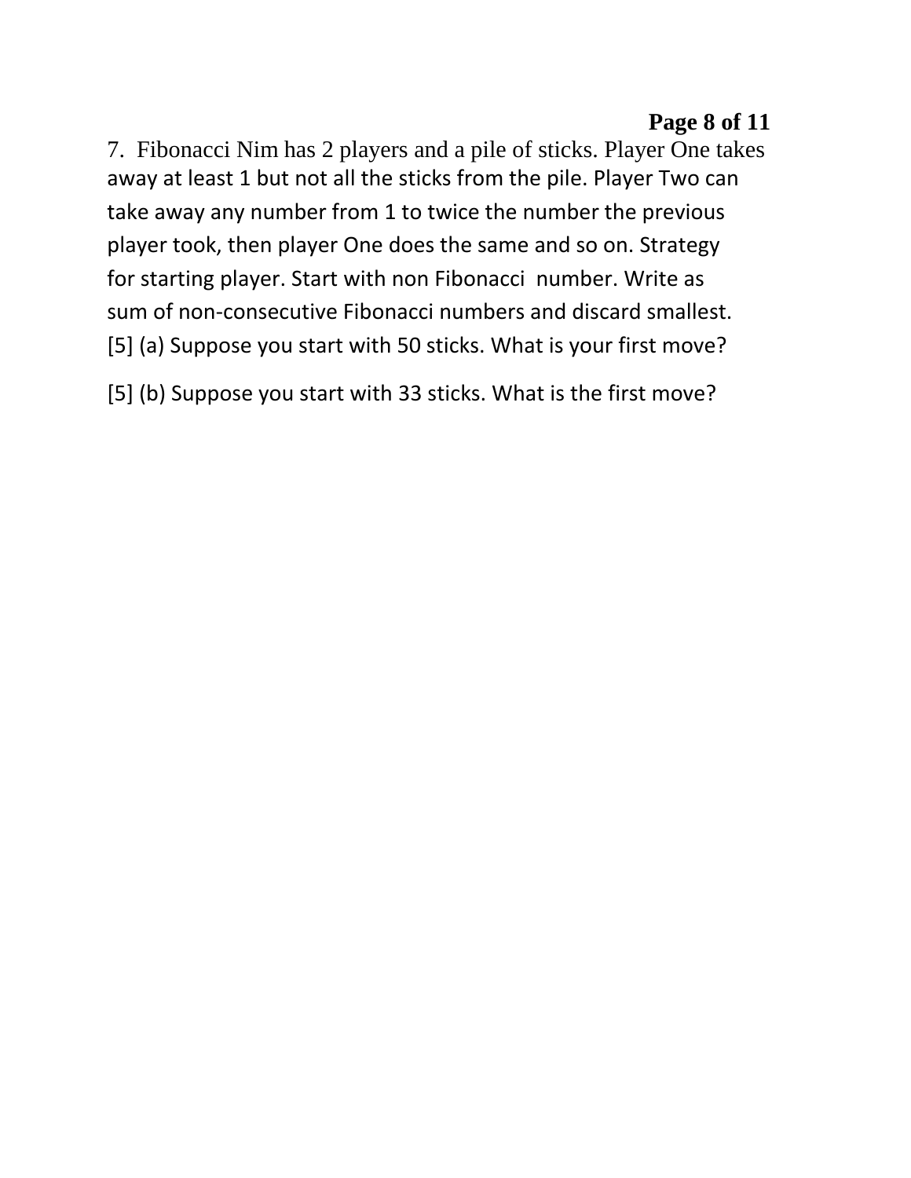7. Fibonacci Nim has 2 players and a pile of sticks. Player One takes away at least 1 but not all the sticks from the pile. Player Two can take away any number from 1 to twice the number the previous player took, then player One does the same and so on. Strategy for starting player. Start with non Fibonacci number. Write as sum of non-consecutive Fibonacci numbers and discard smallest.

[5] (a) Suppose you start with 50 sticks. What is your first move?

[5] (b) Suppose you start with 33 sticks. What is the first move?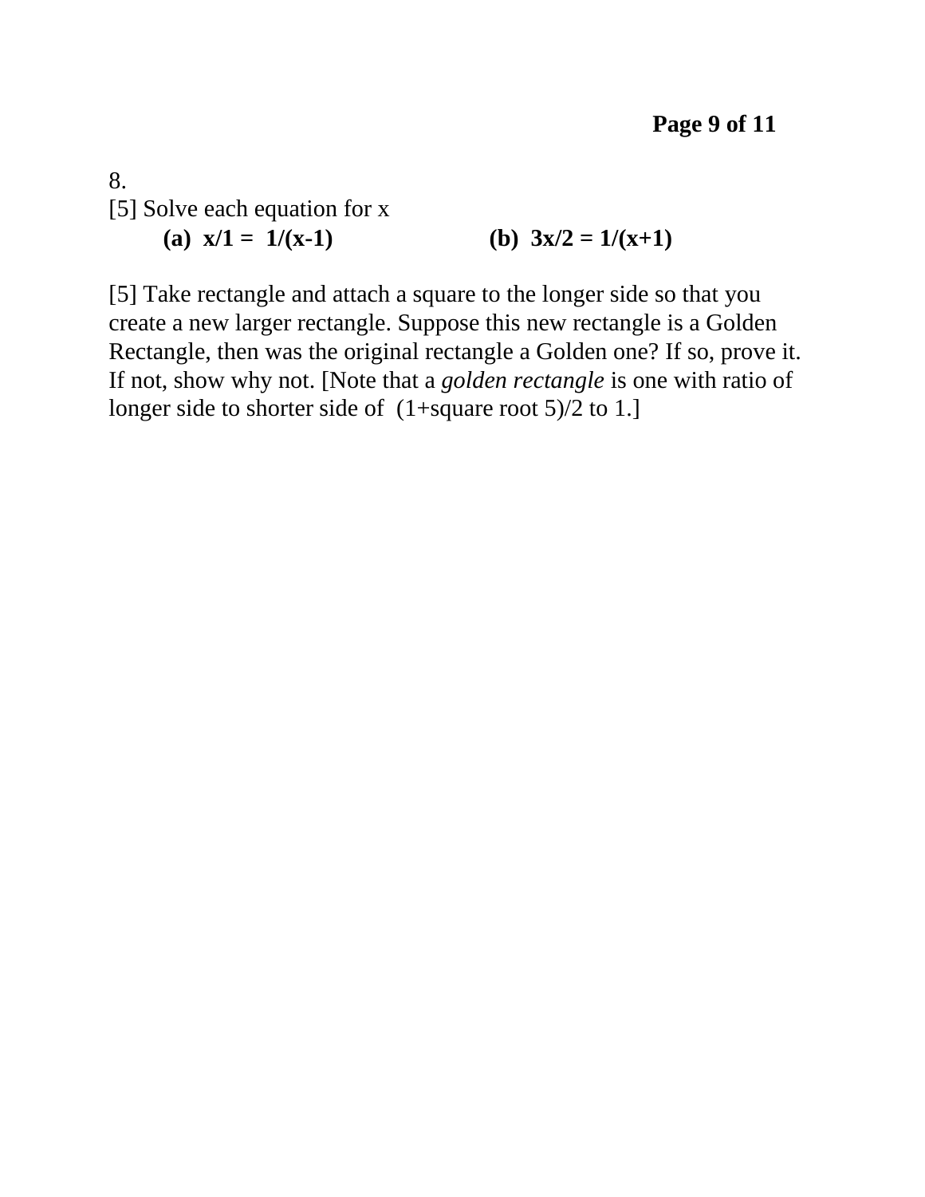8.

[5] Solve each equation for x

**(a)** $x/1 = 1/(x-1)$ **(b)** $3x/2 = 1/(x+1)$

[5] Take rectangle and attach a square to the longer side so that you create a new larger rectangle. Suppose this new rectangle is a Golden Rectangle, then was the original rectangle a Golden one? If so, prove it. If not, show why not. [Note that a *golden rectangle* is one with ratio of longer side to shorter side of (1+square root 5)/2 to 1.]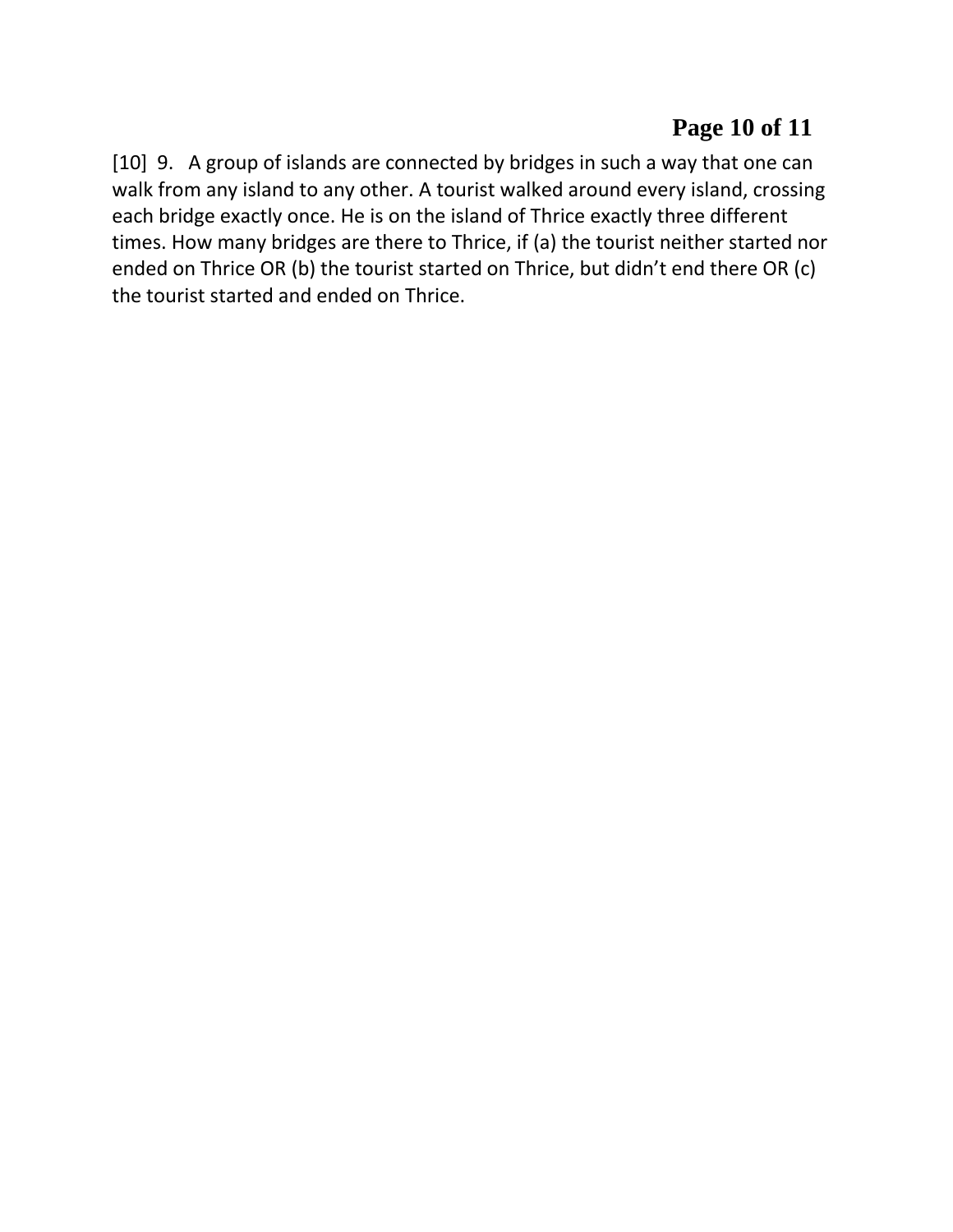[10]  9.   A group of islands are connected by bridges in such a way that one can walk from any island to any other. A tourist walked around every island, crossing each bridge exactly once. He is on the island of Thrice exactly three different times. How many bridges are there to Thrice, if (a) the tourist neither started nor ended on Thrice OR (b) the tourist started on Thrice, but didn't end there OR (c) the tourist started and ended on Thrice.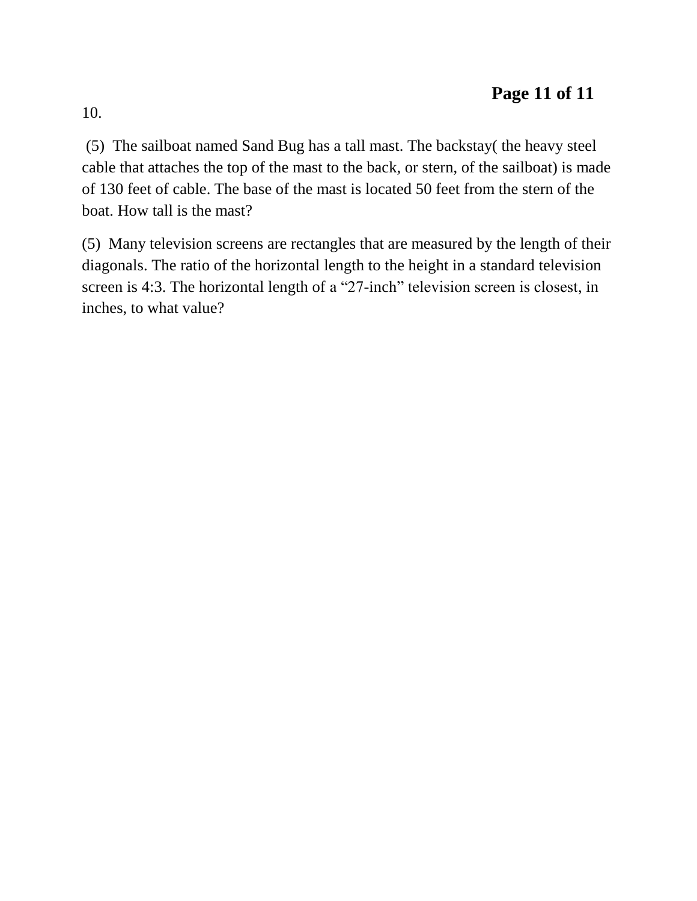10.

(5) The sailboat named Sand Bug has a tall mast. The backstay( the heavy steel cable that attaches the top of the mast to the back, or stern, of the sailboat) is made of 130 feet of cable. The base of the mast is located 50 feet from the stern of the boat. How tall is the mast?

(5) Many television screens are rectangles that are measured by the length of their diagonals. The ratio of the horizontal length to the height in a standard television screen is 4:3. The horizontal length of a "27-inch" television screen is closest, in inches, to what value?